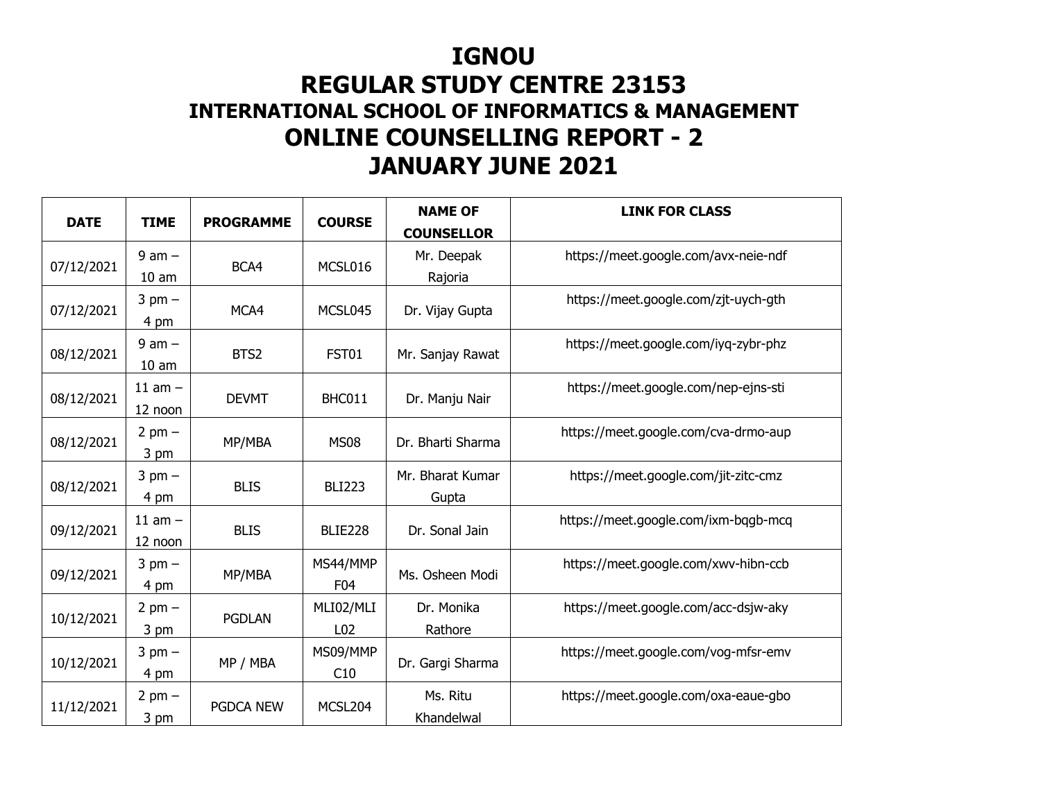# IGNOU

# REGULAR STUDY CENTRE 23153

## INTERNATIONAL SCHOOL OF INFORMATICS & MANAGEMENT

# ONLINE COUNSELLING REPORT - 2

# JANUARY JUNE 2021

| DATE | TIME | PROGRAMME | COURSE | NAME OF COUNSELLOR | LINK FOR CLASS |
|---|---|---|---|---|---|
| 07/12/2021 | 9 am – 10 am | BCA4 | MCSL016 | Mr. Deepak Rajoria | https://meet.google.com/avx-neie-ndf |
| 07/12/2021 | 3 pm – 4 pm | MCA4 | MCSL045 | Dr. Vijay Gupta | https://meet.google.com/zjt-uych-gth |
| 08/12/2021 | 9 am – 10 am | BTS2 | FST01 | Mr. Sanjay Rawat | https://meet.google.com/iyq-zybr-phz |
| 08/12/2021 | 11 am – 12 noon | DEVMT | BHC011 | Dr. Manju Nair | https://meet.google.com/nep-ejns-sti |
| 08/12/2021 | 2 pm – 3 pm | MP/MBA | MS08 | Dr. Bharti Sharma | https://meet.google.com/cva-drmo-aup |
| 08/12/2021 | 3 pm – 4 pm | BLIS | BLI223 | Mr. Bharat Kumar Gupta | https://meet.google.com/jit-zitc-cmz |
| 09/12/2021 | 11 am – 12 noon | BLIS | BLIE228 | Dr. Sonal Jain | https://meet.google.com/ixm-bqgb-mcq |
| 09/12/2021 | 3 pm – 4 pm | MP/MBA | MS44/MMPF04 | Ms. Osheen Modi | https://meet.google.com/xwv-hibn-ccb |
| 10/12/2021 | 2 pm – 3 pm | PGDLAN | MLI02/MLIL02 | Dr. Monika Rathore | https://meet.google.com/acc-dsjw-aky |
| 10/12/2021 | 3 pm – 4 pm | MP / MBA | MS09/MMPC10 | Dr. Gargi Sharma | https://meet.google.com/vog-mfsr-emv |
| 11/12/2021 | 2 pm – 3 pm | PGDCA NEW | MCSL204 | Ms. Ritu Khandelwal | https://meet.google.com/oxa-eaue-gbo |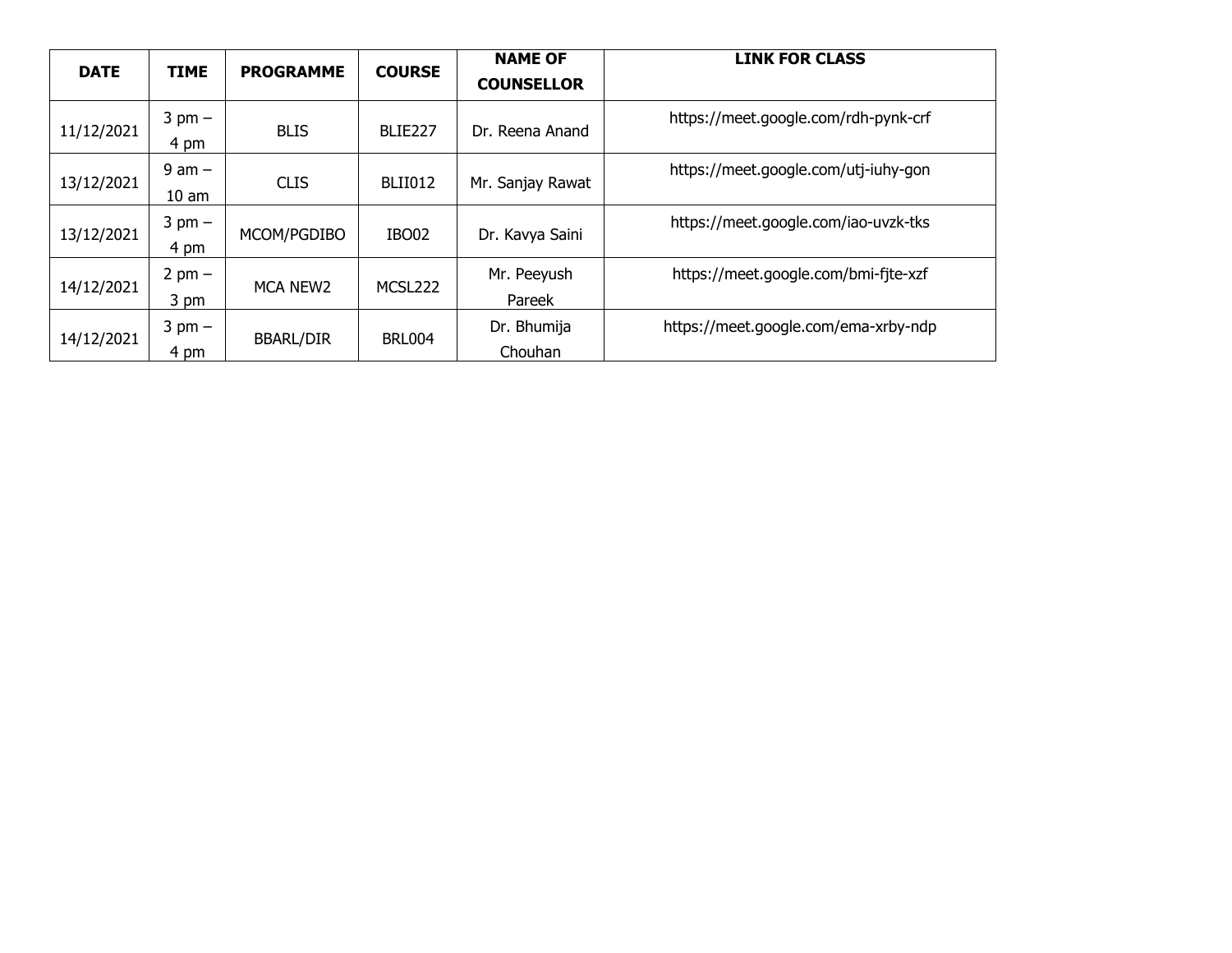| DATE | TIME | PROGRAMME | COURSE | NAME OF COUNSELLOR | LINK FOR CLASS |
|---|---|---|---|---|---|
| 11/12/2021 | 3 pm – 4 pm | BLIS | BLIE227 | Dr. Reena Anand | https://meet.google.com/rdh-pynk-crf |
| 13/12/2021 | 9 am – 10 am | CLIS | BLII012 | Mr. Sanjay Rawat | https://meet.google.com/utj-iuhy-gon |
| 13/12/2021 | 3 pm – 4 pm | MCOM/PGDIBO | IBO02 | Dr. Kavya Saini | https://meet.google.com/iao-uvzk-tks |
| 14/12/2021 | 2 pm – 3 pm | MCA NEW2 | MCSL222 | Mr. Peeyush Pareek | https://meet.google.com/bmi-fjte-xzf |
| 14/12/2021 | 3 pm – 4 pm | BBARL/DIR | BRL004 | Dr. Bhumija Chouhan | https://meet.google.com/ema-xrby-ndp |